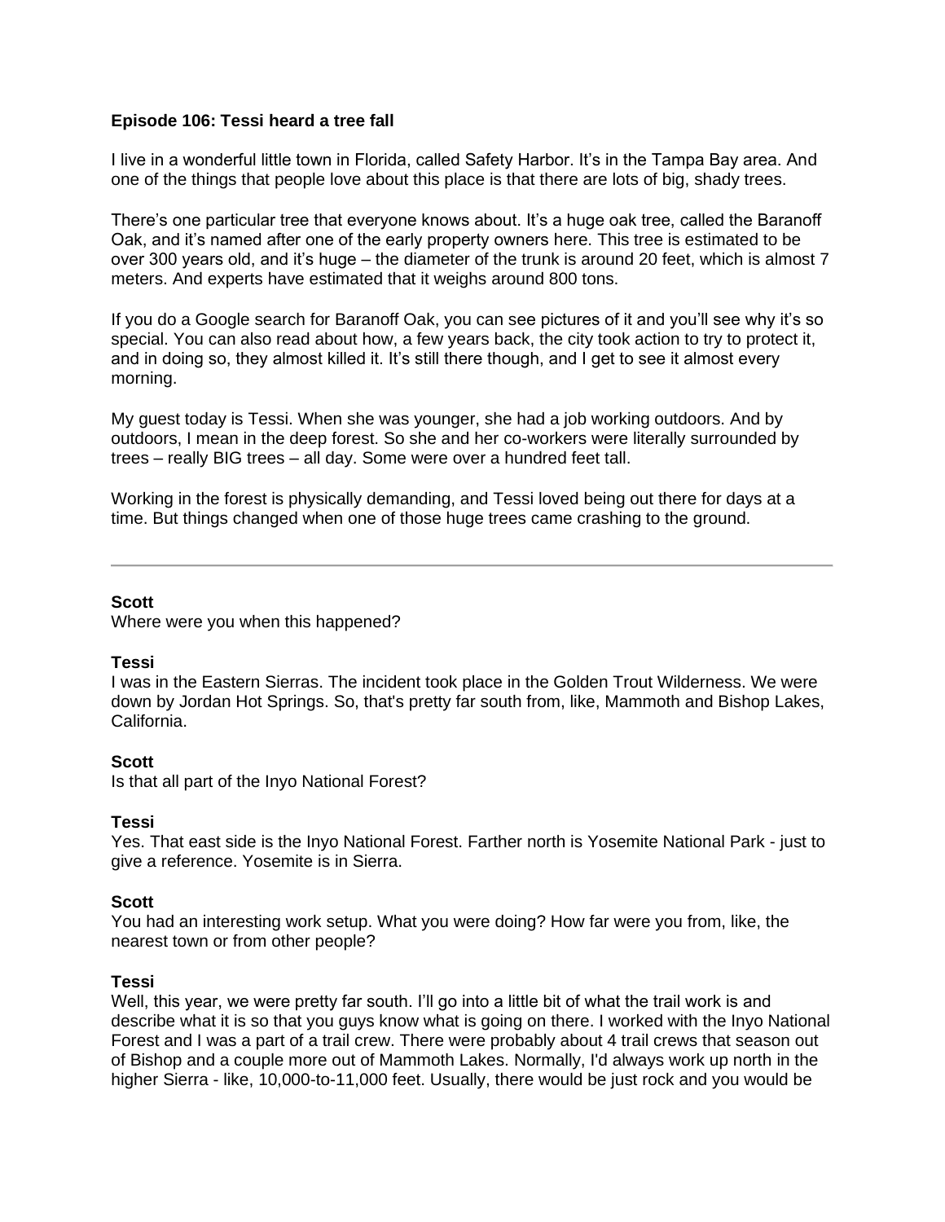**Episode 106: Tessi heard a tree fall**

I live in a wonderful little town in Florida, called Safety Harbor. It's in the Tampa Bay area. And one of the things that people love about this place is that there are lots of big, shady trees.

There's one particular tree that everyone knows about. It's a huge oak tree, called the Baranoff Oak, and it's named after one of the early property owners here. This tree is estimated to be over 300 years old, and it's huge – the diameter of the trunk is around 20 feet, which is almost 7 meters. And experts have estimated that it weighs around 800 tons.

If you do a Google search for Baranoff Oak, you can see pictures of it and you'll see why it's so special. You can also read about how, a few years back, the city took action to try to protect it, and in doing so, they almost killed it. It's still there though, and I get to see it almost every morning.

My guest today is Tessi. When she was younger, she had a job working outdoors. And by outdoors, I mean in the deep forest. So she and her co-workers were literally surrounded by trees – really BIG trees – all day. Some were over a hundred feet tall.

Working in the forest is physically demanding, and Tessi loved being out there for days at a time. But things changed when one of those huge trees came crashing to the ground.

---

**Scott**
Where were you when this happened?

**Tessi**
I was in the Eastern Sierras. The incident took place in the Golden Trout Wilderness. We were down by Jordan Hot Springs. So, that's pretty far south from, like, Mammoth and Bishop Lakes, California.

**Scott**
Is that all part of the Inyo National Forest?

**Tessi**
Yes. That east side is the Inyo National Forest. Farther north is Yosemite National Park - just to give a reference. Yosemite is in Sierra.

**Scott**
You had an interesting work setup. What you were doing? How far were you from, like, the nearest town or from other people?

**Tessi**
Well, this year, we were pretty far south. I'll go into a little bit of what the trail work is and describe what it is so that you guys know what is going on there. I worked with the Inyo National Forest and I was a part of a trail crew. There were probably about 4 trail crews that season out of Bishop and a couple more out of Mammoth Lakes. Normally, I'd always work up north in the higher Sierra - like, 10,000-to-11,000 feet. Usually, there would be just rock and you would be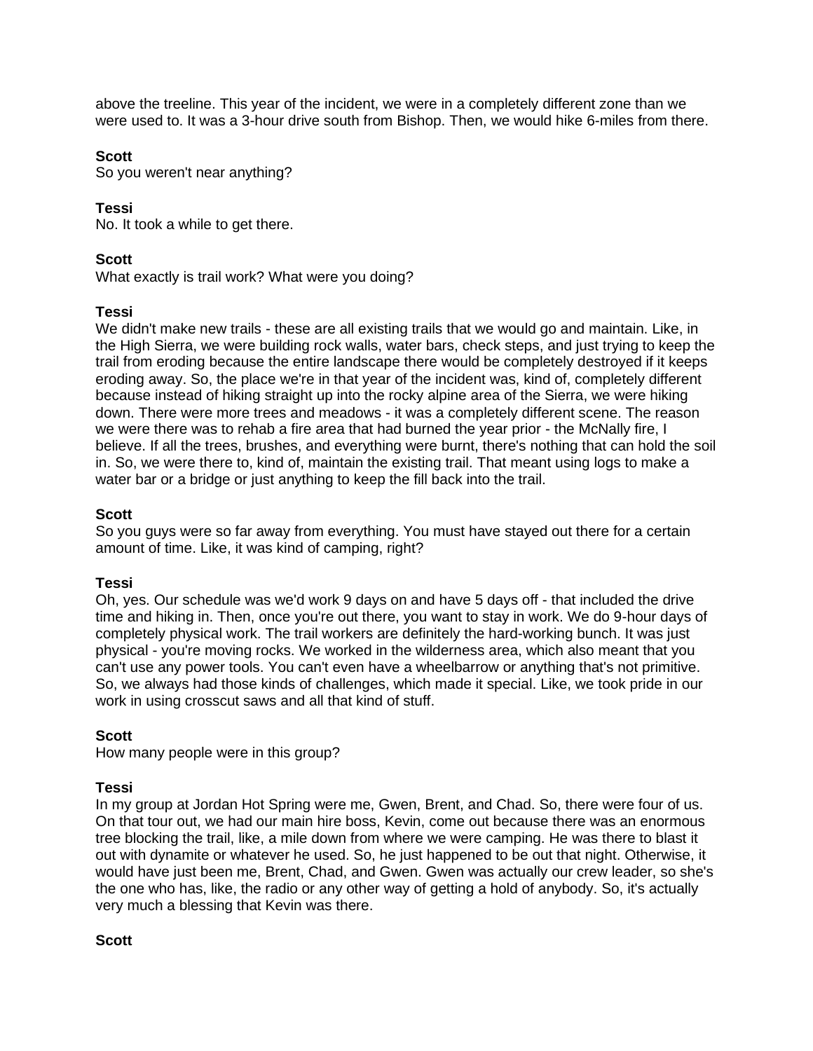above the treeline. This year of the incident, we were in a completely different zone than we were used to. It was a 3-hour drive south from Bishop. Then, we would hike 6-miles from there.

**Scott**
So you weren't near anything?

**Tessi**
No. It took a while to get there.

**Scott**
What exactly is trail work? What were you doing?

**Tessi**
We didn't make new trails - these are all existing trails that we would go and maintain. Like, in the High Sierra, we were building rock walls, water bars, check steps, and just trying to keep the trail from eroding because the entire landscape there would be completely destroyed if it keeps eroding away. So, the place we're in that year of the incident was, kind of, completely different because instead of hiking straight up into the rocky alpine area of the Sierra, we were hiking down. There were more trees and meadows - it was a completely different scene. The reason we were there was to rehab a fire area that had burned the year prior - the McNally fire, I believe. If all the trees, brushes, and everything were burnt, there's nothing that can hold the soil in. So, we were there to, kind of, maintain the existing trail. That meant using logs to make a water bar or a bridge or just anything to keep the fill back into the trail.

**Scott**
So you guys were so far away from everything. You must have stayed out there for a certain amount of time. Like, it was kind of camping, right?

**Tessi**
Oh, yes. Our schedule was we'd work 9 days on and have 5 days off - that included the drive time and hiking in. Then, once you're out there, you want to stay in work. We do 9-hour days of completely physical work. The trail workers are definitely the hard-working bunch. It was just physical - you're moving rocks. We worked in the wilderness area, which also meant that you can't use any power tools. You can't even have a wheelbarrow or anything that's not primitive. So, we always had those kinds of challenges, which made it special. Like, we took pride in our work in using crosscut saws and all that kind of stuff.

**Scott**
How many people were in this group?

**Tessi**
In my group at Jordan Hot Spring were me, Gwen, Brent, and Chad. So, there were four of us. On that tour out, we had our main hire boss, Kevin, come out because there was an enormous tree blocking the trail, like, a mile down from where we were camping. He was there to blast it out with dynamite or whatever he used. So, he just happened to be out that night. Otherwise, it would have just been me, Brent, Chad, and Gwen. Gwen was actually our crew leader, so she's the one who has, like, the radio or any other way of getting a hold of anybody. So, it's actually very much a blessing that Kevin was there.

**Scott**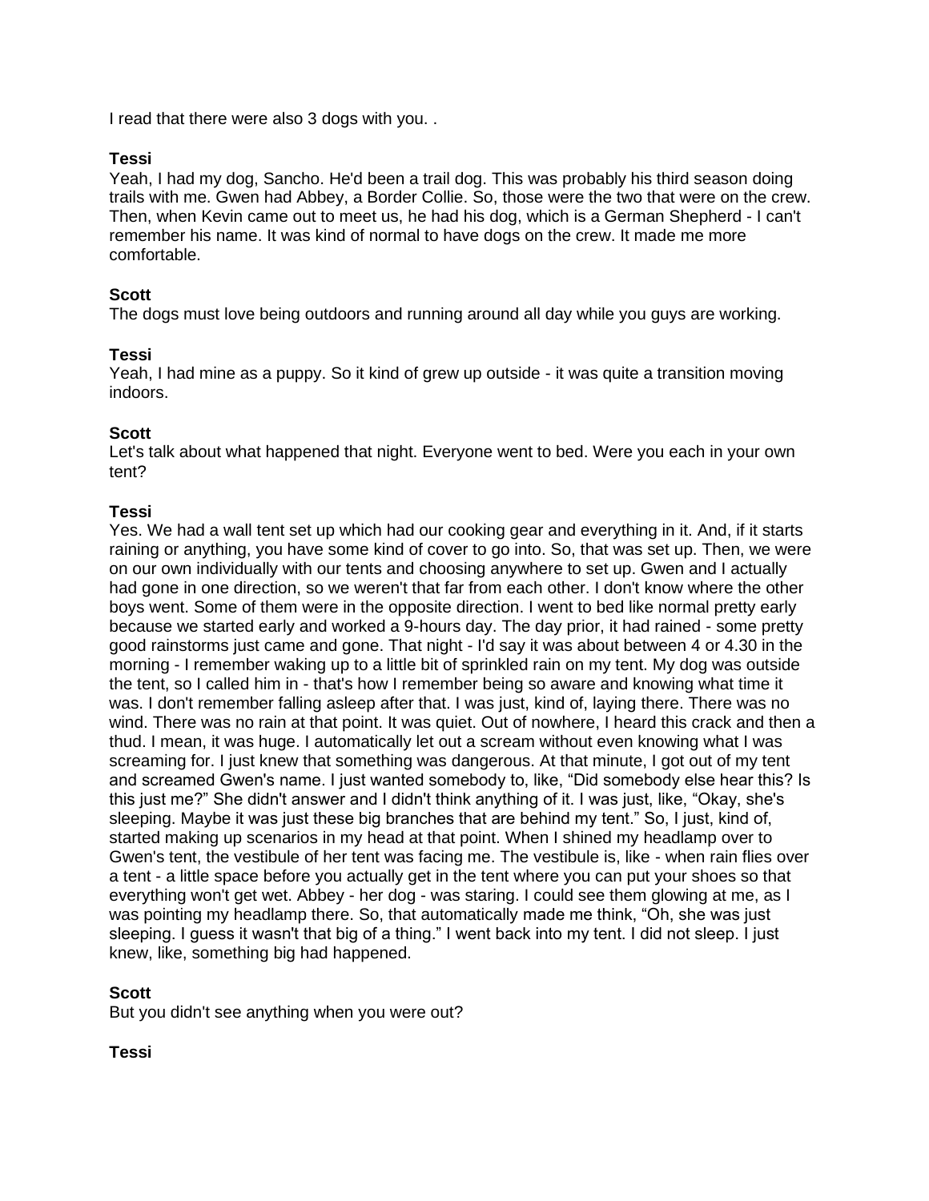I read that there were also 3 dogs with you. .

**Tessi**
Yeah, I had my dog, Sancho. He'd been a trail dog. This was probably his third season doing trails with me. Gwen had Abbey, a Border Collie. So, those were the two that were on the crew. Then, when Kevin came out to meet us, he had his dog, which is a German Shepherd - I can't remember his name. It was kind of normal to have dogs on the crew. It made me more comfortable.

**Scott**
The dogs must love being outdoors and running around all day while you guys are working.

**Tessi**
Yeah, I had mine as a puppy. So it kind of grew up outside - it was quite a transition moving indoors.

**Scott**
Let's talk about what happened that night. Everyone went to bed. Were you each in your own tent?

**Tessi**
Yes. We had a wall tent set up which had our cooking gear and everything in it. And, if it starts raining or anything, you have some kind of cover to go into. So, that was set up. Then, we were on our own individually with our tents and choosing anywhere to set up. Gwen and I actually had gone in one direction, so we weren't that far from each other. I don't know where the other boys went. Some of them were in the opposite direction. I went to bed like normal pretty early because we started early and worked a 9-hours day. The day prior, it had rained - some pretty good rainstorms just came and gone. That night - I'd say it was about between 4 or 4.30 in the morning - I remember waking up to a little bit of sprinkled rain on my tent. My dog was outside the tent, so I called him in - that's how I remember being so aware and knowing what time it was. I don't remember falling asleep after that. I was just, kind of, laying there. There was no wind. There was no rain at that point. It was quiet. Out of nowhere, I heard this crack and then a thud. I mean, it was huge. I automatically let out a scream without even knowing what I was screaming for. I just knew that something was dangerous. At that minute, I got out of my tent and screamed Gwen's name. I just wanted somebody to, like, "Did somebody else hear this? Is this just me?" She didn't answer and I didn't think anything of it. I was just, like, "Okay, she's sleeping. Maybe it was just these big branches that are behind my tent." So, I just, kind of, started making up scenarios in my head at that point. When I shined my headlamp over to Gwen's tent, the vestibule of her tent was facing me. The vestibule is, like - when rain flies over a tent - a little space before you actually get in the tent where you can put your shoes so that everything won't get wet. Abbey - her dog - was staring. I could see them glowing at me, as I was pointing my headlamp there. So, that automatically made me think, "Oh, she was just sleeping. I guess it wasn't that big of a thing." I went back into my tent. I did not sleep. I just knew, like, something big had happened.

**Scott**
But you didn't see anything when you were out?

**Tessi**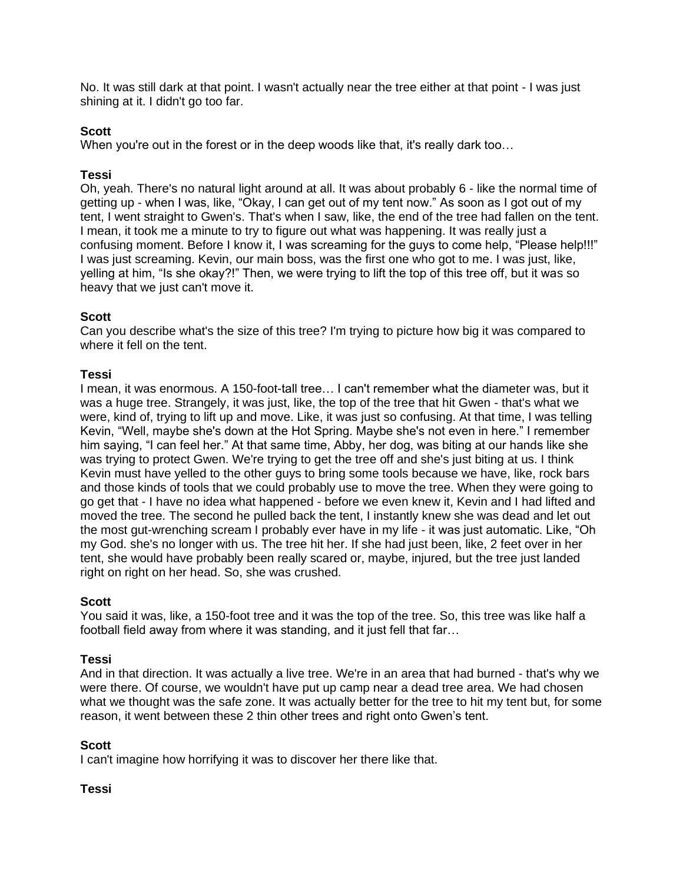No. It was still dark at that point. I wasn't actually near the tree either at that point - I was just shining at it. I didn't go too far.

**Scott**
When you're out in the forest or in the deep woods like that, it's really dark too…

**Tessi**
Oh, yeah. There's no natural light around at all. It was about probably 6 - like the normal time of getting up - when I was, like, "Okay, I can get out of my tent now." As soon as I got out of my tent, I went straight to Gwen's. That's when I saw, like, the end of the tree had fallen on the tent. I mean, it took me a minute to try to figure out what was happening. It was really just a confusing moment. Before I know it, I was screaming for the guys to come help, "Please help!!!" I was just screaming. Kevin, our main boss, was the first one who got to me. I was just, like, yelling at him, "Is she okay?!" Then, we were trying to lift the top of this tree off, but it was so heavy that we just can't move it.

**Scott**
Can you describe what's the size of this tree? I'm trying to picture how big it was compared to where it fell on the tent.

**Tessi**
I mean, it was enormous. A 150-foot-tall tree… I can't remember what the diameter was, but it was a huge tree. Strangely, it was just, like, the top of the tree that hit Gwen - that's what we were, kind of, trying to lift up and move. Like, it was just so confusing. At that time, I was telling Kevin, "Well, maybe she's down at the Hot Spring. Maybe she's not even in here." I remember him saying, "I can feel her." At that same time, Abby, her dog, was biting at our hands like she was trying to protect Gwen. We're trying to get the tree off and she's just biting at us. I think Kevin must have yelled to the other guys to bring some tools because we have, like, rock bars and those kinds of tools that we could probably use to move the tree. When they were going to go get that - I have no idea what happened - before we even knew it, Kevin and I had lifted and moved the tree. The second he pulled back the tent, I instantly knew she was dead and let out the most gut-wrenching scream I probably ever have in my life - it was just automatic. Like, "Oh my God. she's no longer with us. The tree hit her. If she had just been, like, 2 feet over in her tent, she would have probably been really scared or, maybe, injured, but the tree just landed right on right on her head. So, she was crushed.

**Scott**
You said it was, like, a 150-foot tree and it was the top of the tree. So, this tree was like half a football field away from where it was standing, and it just fell that far…

**Tessi**
And in that direction. It was actually a live tree. We're in an area that had burned - that's why we were there. Of course, we wouldn't have put up camp near a dead tree area. We had chosen what we thought was the safe zone. It was actually better for the tree to hit my tent but, for some reason, it went between these 2 thin other trees and right onto Gwen's tent.

**Scott**
I can't imagine how horrifying it was to discover her there like that.

**Tessi**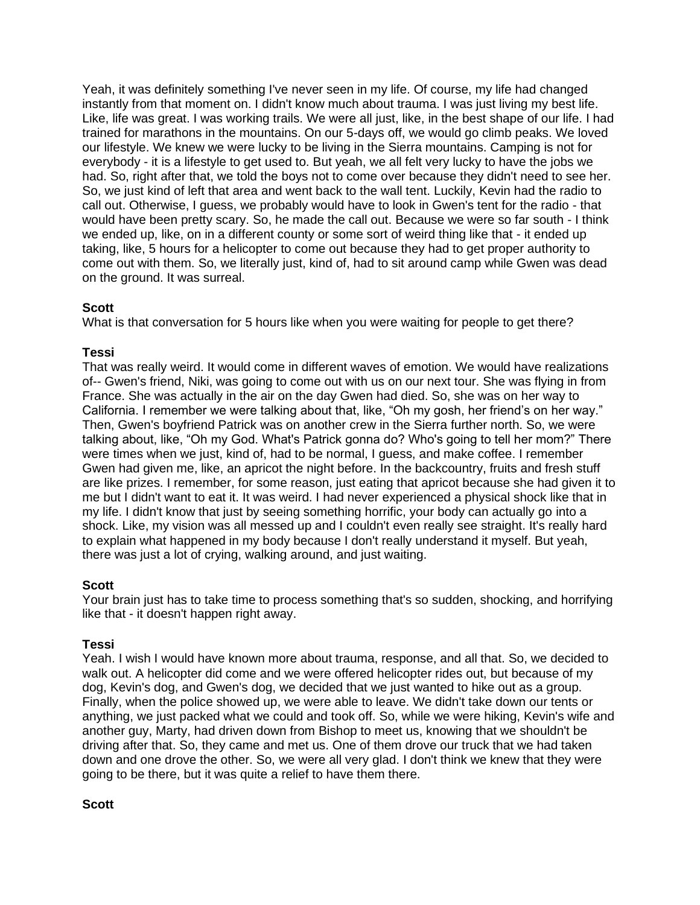Yeah, it was definitely something I've never seen in my life. Of course, my life had changed instantly from that moment on. I didn't know much about trauma. I was just living my best life. Like, life was great. I was working trails. We were all just, like, in the best shape of our life. I had trained for marathons in the mountains. On our 5-days off, we would go climb peaks. We loved our lifestyle. We knew we were lucky to be living in the Sierra mountains. Camping is not for everybody - it is a lifestyle to get used to. But yeah, we all felt very lucky to have the jobs we had. So, right after that, we told the boys not to come over because they didn't need to see her. So, we just kind of left that area and went back to the wall tent. Luckily, Kevin had the radio to call out. Otherwise, I guess, we probably would have to look in Gwen's tent for the radio - that would have been pretty scary. So, he made the call out. Because we were so far south - I think we ended up, like, on in a different county or some sort of weird thing like that - it ended up taking, like, 5 hours for a helicopter to come out because they had to get proper authority to come out with them. So, we literally just, kind of, had to sit around camp while Gwen was dead on the ground. It was surreal.

**Scott**
What is that conversation for 5 hours like when you were waiting for people to get there?

**Tessi**
That was really weird. It would come in different waves of emotion. We would have realizations of-- Gwen's friend, Niki, was going to come out with us on our next tour. She was flying in from France. She was actually in the air on the day Gwen had died. So, she was on her way to California. I remember we were talking about that, like, "Oh my gosh, her friend's on her way." Then, Gwen's boyfriend Patrick was on another crew in the Sierra further north. So, we were talking about, like, "Oh my God. What's Patrick gonna do? Who's going to tell her mom?" There were times when we just, kind of, had to be normal, I guess, and make coffee. I remember Gwen had given me, like, an apricot the night before. In the backcountry, fruits and fresh stuff are like prizes. I remember, for some reason, just eating that apricot because she had given it to me but I didn't want to eat it. It was weird. I had never experienced a physical shock like that in my life. I didn't know that just by seeing something horrific, your body can actually go into a shock. Like, my vision was all messed up and I couldn't even really see straight. It's really hard to explain what happened in my body because I don't really understand it myself. But yeah, there was just a lot of crying, walking around, and just waiting.

**Scott**
Your brain just has to take time to process something that's so sudden, shocking, and horrifying like that - it doesn't happen right away.

**Tessi**
Yeah. I wish I would have known more about trauma, response, and all that. So, we decided to walk out. A helicopter did come and we were offered helicopter rides out, but because of my dog, Kevin's dog, and Gwen's dog, we decided that we just wanted to hike out as a group. Finally, when the police showed up, we were able to leave. We didn't take down our tents or anything, we just packed what we could and took off. So, while we were hiking, Kevin's wife and another guy, Marty, had driven down from Bishop to meet us, knowing that we shouldn't be driving after that. So, they came and met us. One of them drove our truck that we had taken down and one drove the other. So, we were all very glad. I don't think we knew that they were going to be there, but it was quite a relief to have them there.

**Scott**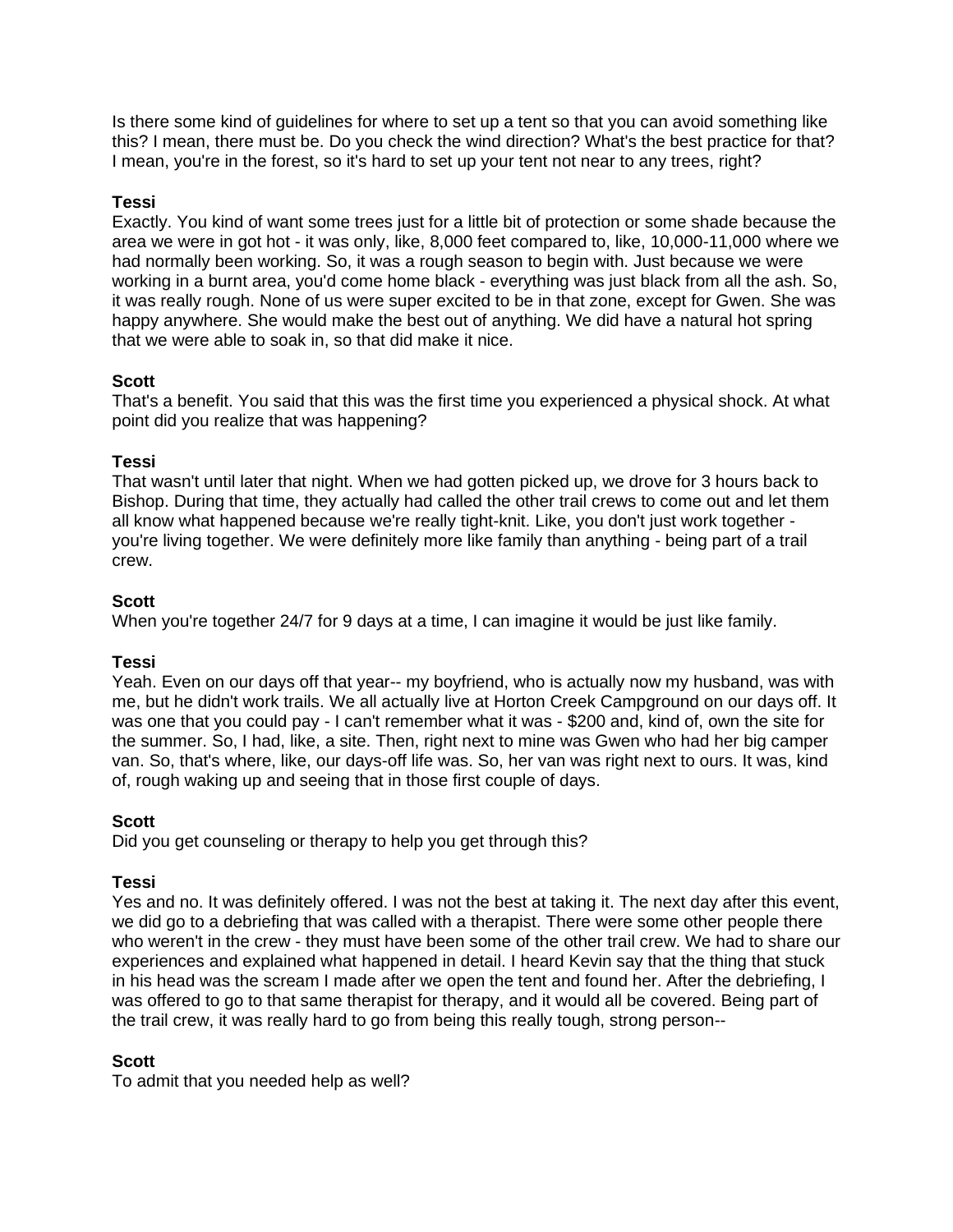Is there some kind of guidelines for where to set up a tent so that you can avoid something like this? I mean, there must be. Do you check the wind direction? What's the best practice for that? I mean, you're in the forest, so it's hard to set up your tent not near to any trees, right?

**Tessi**
Exactly. You kind of want some trees just for a little bit of protection or some shade because the area we were in got hot - it was only, like, 8,000 feet compared to, like, 10,000-11,000 where we had normally been working. So, it was a rough season to begin with. Just because we were working in a burnt area, you'd come home black - everything was just black from all the ash. So, it was really rough. None of us were super excited to be in that zone, except for Gwen. She was happy anywhere. She would make the best out of anything. We did have a natural hot spring that we were able to soak in, so that did make it nice.

**Scott**
That's a benefit. You said that this was the first time you experienced a physical shock. At what point did you realize that was happening?

**Tessi**
That wasn't until later that night. When we had gotten picked up, we drove for 3 hours back to Bishop. During that time, they actually had called the other trail crews to come out and let them all know what happened because we're really tight-knit. Like, you don't just work together - you're living together. We were definitely more like family than anything - being part of a trail crew.

**Scott**
When you're together 24/7 for 9 days at a time, I can imagine it would be just like family.

**Tessi**
Yeah. Even on our days off that year-- my boyfriend, who is actually now my husband, was with me, but he didn't work trails. We all actually live at Horton Creek Campground on our days off. It was one that you could pay - I can't remember what it was - $200 and, kind of, own the site for the summer. So, I had, like, a site. Then, right next to mine was Gwen who had her big camper van. So, that's where, like, our days-off life was. So, her van was right next to ours. It was, kind of, rough waking up and seeing that in those first couple of days.

**Scott**
Did you get counseling or therapy to help you get through this?

**Tessi**
Yes and no. It was definitely offered. I was not the best at taking it. The next day after this event, we did go to a debriefing that was called with a therapist. There were some other people there who weren't in the crew - they must have been some of the other trail crew. We had to share our experiences and explained what happened in detail. I heard Kevin say that the thing that stuck in his head was the scream I made after we open the tent and found her. After the debriefing, I was offered to go to that same therapist for therapy, and it would all be covered. Being part of the trail crew, it was really hard to go from being this really tough, strong person--

**Scott**
To admit that you needed help as well?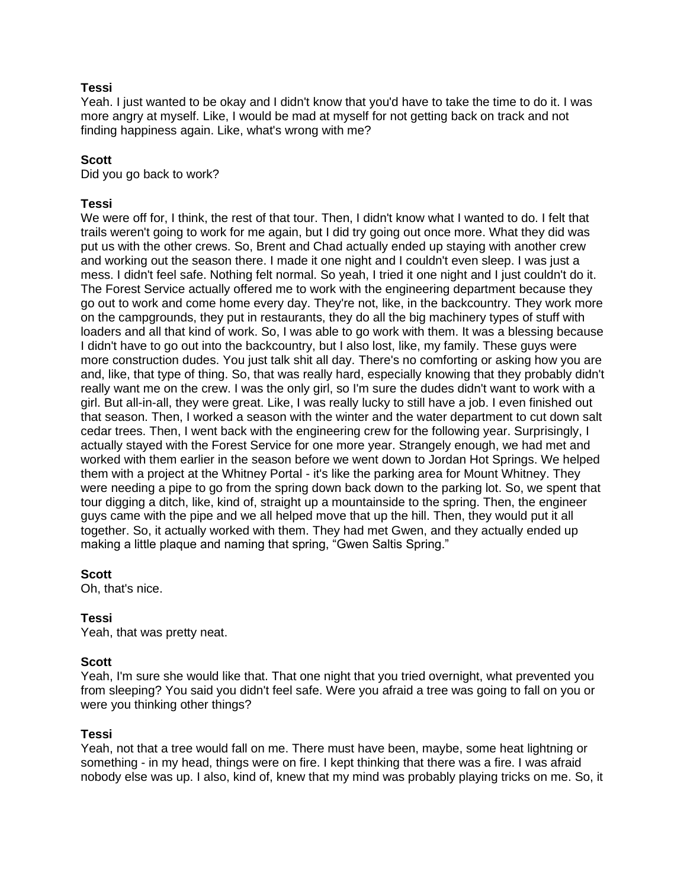**Tessi**
Yeah. I just wanted to be okay and I didn't know that you'd have to take the time to do it. I was more angry at myself. Like, I would be mad at myself for not getting back on track and not finding happiness again. Like, what's wrong with me?

**Scott**
Did you go back to work?

**Tessi**
We were off for, I think, the rest of that tour. Then, I didn't know what I wanted to do. I felt that trails weren't going to work for me again, but I did try going out once more. What they did was put us with the other crews. So, Brent and Chad actually ended up staying with another crew and working out the season there. I made it one night and I couldn't even sleep. I was just a mess. I didn't feel safe. Nothing felt normal. So yeah, I tried it one night and I just couldn't do it. The Forest Service actually offered me to work with the engineering department because they go out to work and come home every day. They're not, like, in the backcountry. They work more on the campgrounds, they put in restaurants, they do all the big machinery types of stuff with loaders and all that kind of work. So, I was able to go work with them. It was a blessing because I didn't have to go out into the backcountry, but I also lost, like, my family. These guys were more construction dudes. You just talk shit all day. There's no comforting or asking how you are and, like, that type of thing. So, that was really hard, especially knowing that they probably didn't really want me on the crew. I was the only girl, so I'm sure the dudes didn't want to work with a girl. But all-in-all, they were great. Like, I was really lucky to still have a job. I even finished out that season. Then, I worked a season with the winter and the water department to cut down salt cedar trees. Then, I went back with the engineering crew for the following year. Surprisingly, I actually stayed with the Forest Service for one more year. Strangely enough, we had met and worked with them earlier in the season before we went down to Jordan Hot Springs. We helped them with a project at the Whitney Portal - it's like the parking area for Mount Whitney. They were needing a pipe to go from the spring down back down to the parking lot. So, we spent that tour digging a ditch, like, kind of, straight up a mountainside to the spring. Then, the engineer guys came with the pipe and we all helped move that up the hill. Then, they would put it all together. So, it actually worked with them. They had met Gwen, and they actually ended up making a little plaque and naming that spring, "Gwen Saltis Spring."

**Scott**
Oh, that's nice.

**Tessi**
Yeah, that was pretty neat.

**Scott**
Yeah, I'm sure she would like that. That one night that you tried overnight, what prevented you from sleeping? You said you didn't feel safe. Were you afraid a tree was going to fall on you or were you thinking other things?

**Tessi**
Yeah, not that a tree would fall on me. There must have been, maybe, some heat lightning or something - in my head, things were on fire. I kept thinking that there was a fire. I was afraid nobody else was up. I also, kind of, knew that my mind was probably playing tricks on me. So, it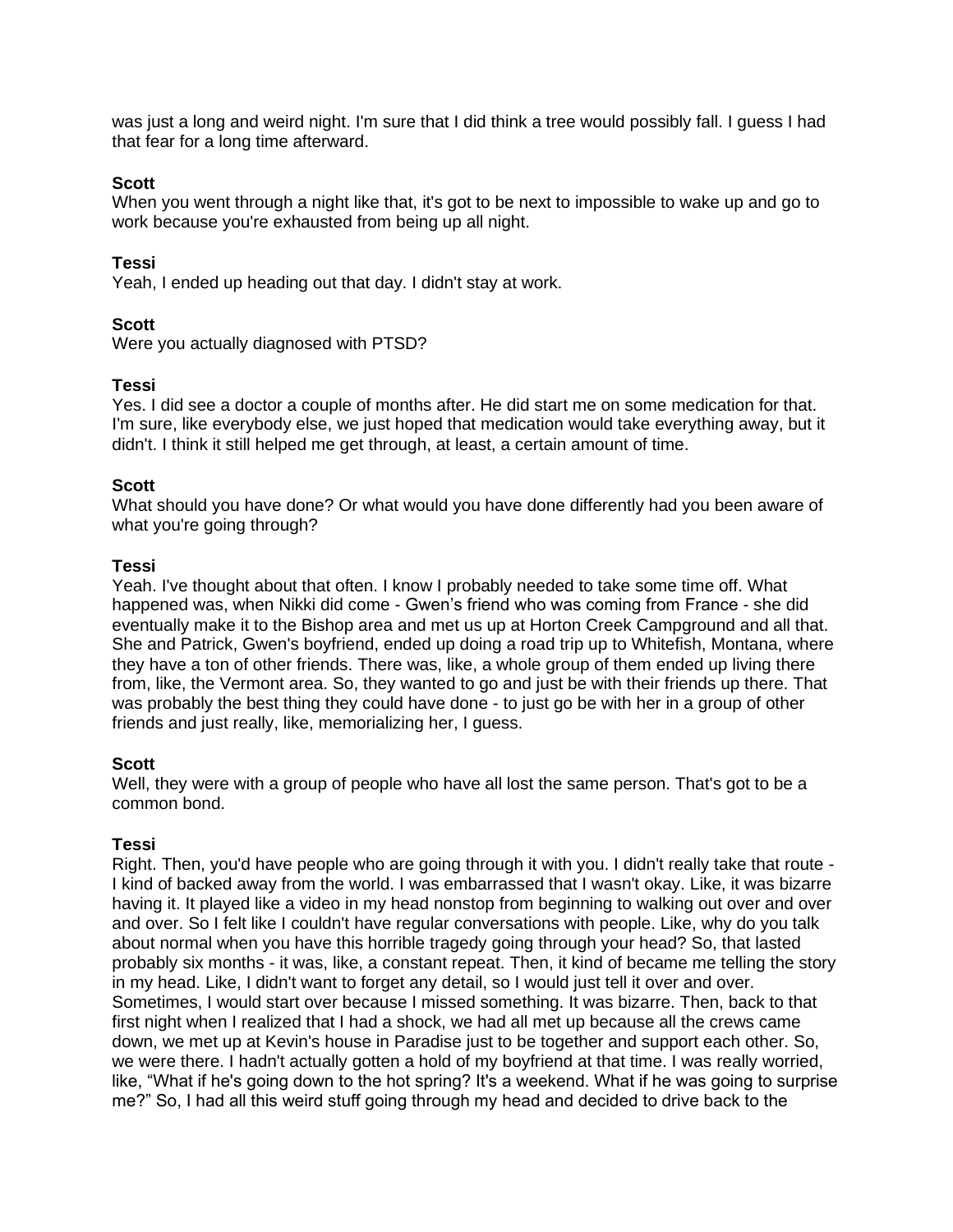was just a long and weird night. I'm sure that I did think a tree would possibly fall. I guess I had that fear for a long time afterward.

**Scott**
When you went through a night like that, it's got to be next to impossible to wake up and go to work because you're exhausted from being up all night.

**Tessi**
Yeah, I ended up heading out that day. I didn't stay at work.

**Scott**
Were you actually diagnosed with PTSD?

**Tessi**
Yes. I did see a doctor a couple of months after. He did start me on some medication for that. I'm sure, like everybody else, we just hoped that medication would take everything away, but it didn't. I think it still helped me get through, at least, a certain amount of time.

**Scott**
What should you have done? Or what would you have done differently had you been aware of what you're going through?

**Tessi**
Yeah. I've thought about that often. I know I probably needed to take some time off. What happened was, when Nikki did come - Gwen's friend who was coming from France - she did eventually make it to the Bishop area and met us up at Horton Creek Campground and all that. She and Patrick, Gwen's boyfriend, ended up doing a road trip up to Whitefish, Montana, where they have a ton of other friends. There was, like, a whole group of them ended up living there from, like, the Vermont area. So, they wanted to go and just be with their friends up there. That was probably the best thing they could have done - to just go be with her in a group of other friends and just really, like, memorializing her, I guess.

**Scott**
Well, they were with a group of people who have all lost the same person. That's got to be a common bond.

**Tessi**
Right. Then, you'd have people who are going through it with you. I didn't really take that route - I kind of backed away from the world. I was embarrassed that I wasn't okay. Like, it was bizarre having it. It played like a video in my head nonstop from beginning to walking out over and over and over. So I felt like I couldn't have regular conversations with people. Like, why do you talk about normal when you have this horrible tragedy going through your head? So, that lasted probably six months - it was, like, a constant repeat. Then, it kind of became me telling the story in my head. Like, I didn't want to forget any detail, so I would just tell it over and over. Sometimes, I would start over because I missed something. It was bizarre. Then, back to that first night when I realized that I had a shock, we had all met up because all the crews came down, we met up at Kevin's house in Paradise just to be together and support each other. So, we were there. I hadn't actually gotten a hold of my boyfriend at that time. I was really worried, like, "What if he's going down to the hot spring? It's a weekend. What if he was going to surprise me?" So, I had all this weird stuff going through my head and decided to drive back to the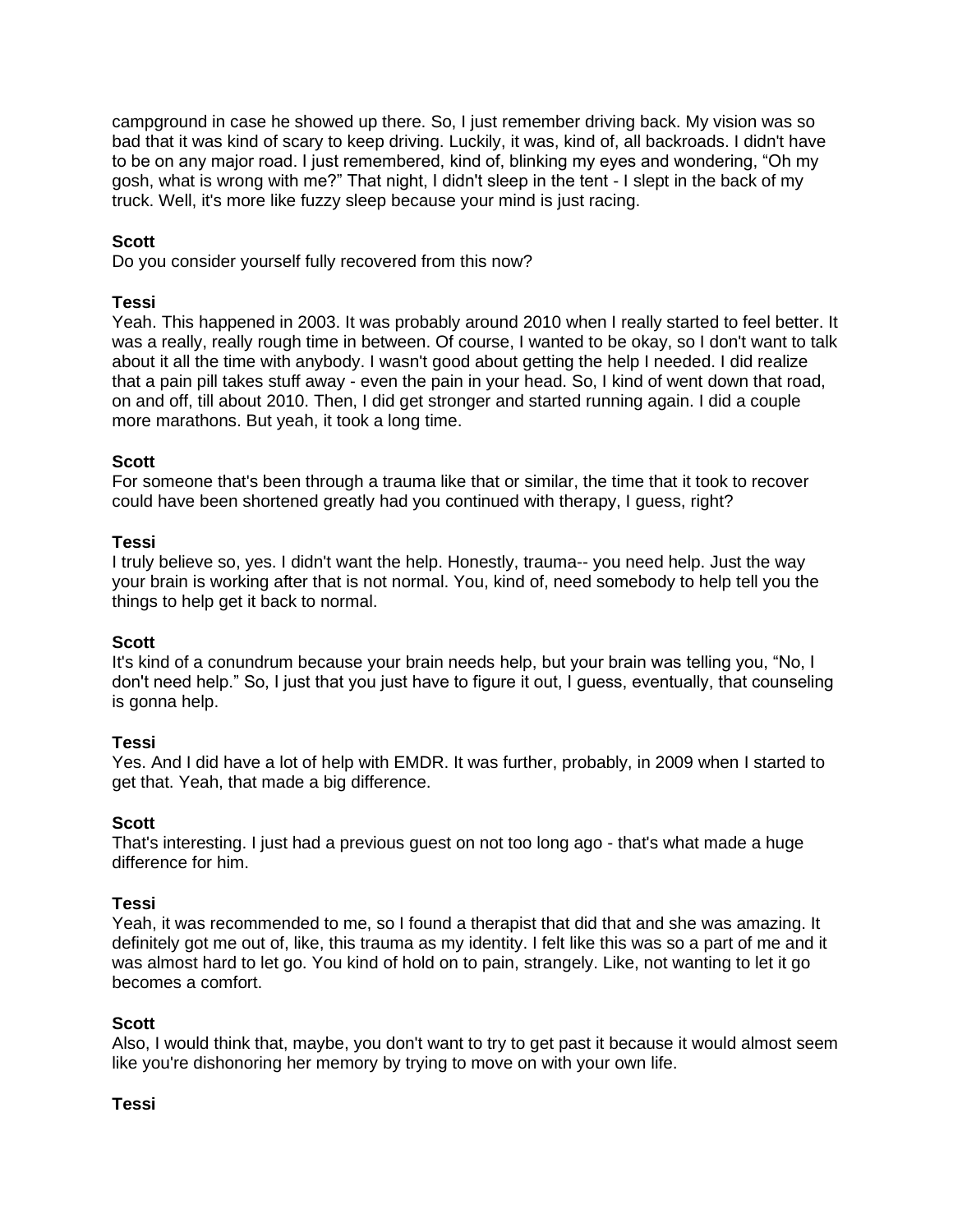campground in case he showed up there. So, I just remember driving back. My vision was so bad that it was kind of scary to keep driving. Luckily, it was, kind of, all backroads. I didn't have to be on any major road. I just remembered, kind of, blinking my eyes and wondering, "Oh my gosh, what is wrong with me?" That night, I didn't sleep in the tent - I slept in the back of my truck. Well, it's more like fuzzy sleep because your mind is just racing.

**Scott**
Do you consider yourself fully recovered from this now?

**Tessi**
Yeah. This happened in 2003. It was probably around 2010 when I really started to feel better. It was a really, really rough time in between. Of course, I wanted to be okay, so I don't want to talk about it all the time with anybody. I wasn't good about getting the help I needed. I did realize that a pain pill takes stuff away - even the pain in your head. So, I kind of went down that road, on and off, till about 2010. Then, I did get stronger and started running again. I did a couple more marathons. But yeah, it took a long time.

**Scott**
For someone that's been through a trauma like that or similar, the time that it took to recover could have been shortened greatly had you continued with therapy, I guess, right?

**Tessi**
I truly believe so, yes. I didn't want the help. Honestly, trauma-- you need help. Just the way your brain is working after that is not normal. You, kind of, need somebody to help tell you the things to help get it back to normal.

**Scott**
It's kind of a conundrum because your brain needs help, but your brain was telling you, "No, I don't need help." So, I just that you just have to figure it out, I guess, eventually, that counseling is gonna help.

**Tessi**
Yes. And I did have a lot of help with EMDR. It was further, probably, in 2009 when I started to get that. Yeah, that made a big difference.

**Scott**
That's interesting. I just had a previous guest on not too long ago - that's what made a huge difference for him.

**Tessi**
Yeah, it was recommended to me, so I found a therapist that did that and she was amazing. It definitely got me out of, like, this trauma as my identity. I felt like this was so a part of me and it was almost hard to let go. You kind of hold on to pain, strangely. Like, not wanting to let it go becomes a comfort.

**Scott**
Also, I would think that, maybe, you don't want to try to get past it because it would almost seem like you're dishonoring her memory by trying to move on with your own life.

**Tessi**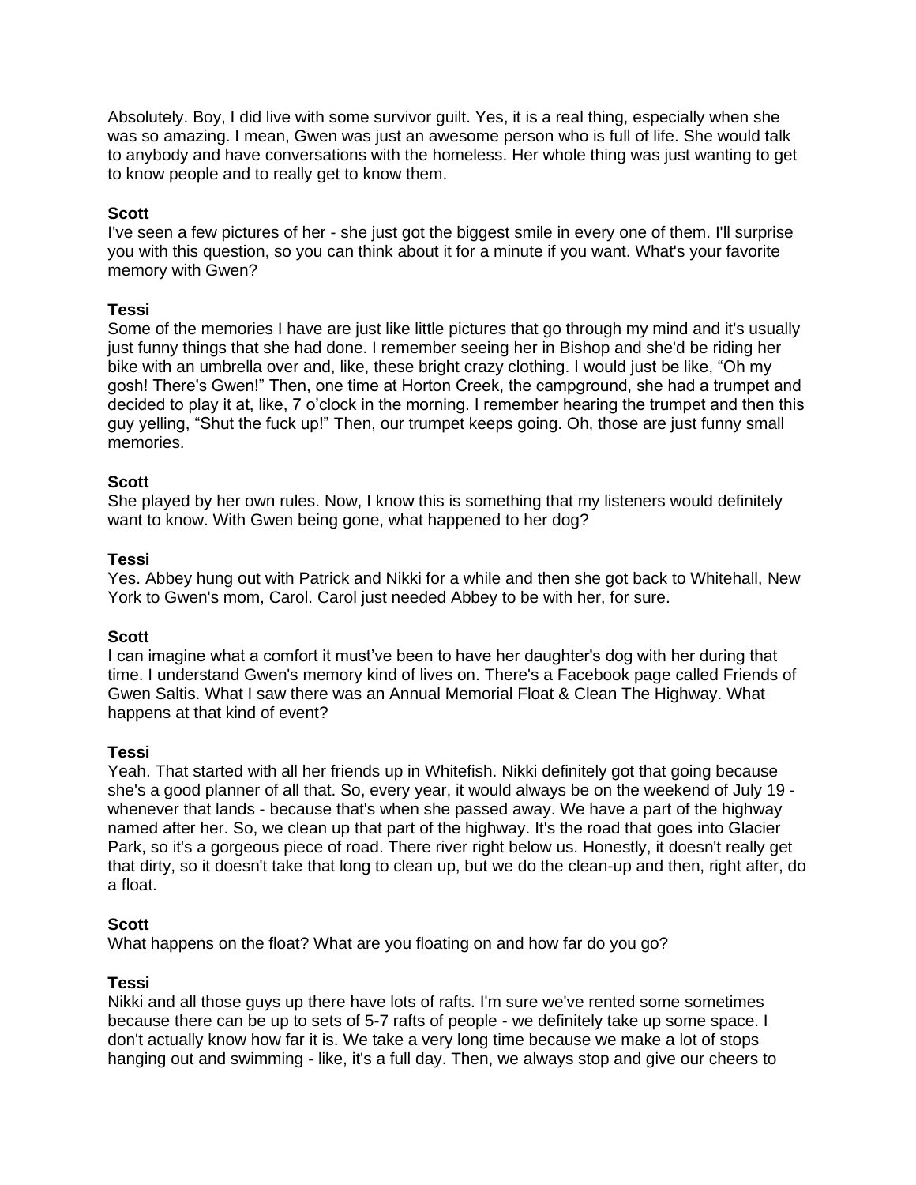Absolutely. Boy, I did live with some survivor guilt. Yes, it is a real thing, especially when she was so amazing. I mean, Gwen was just an awesome person who is full of life. She would talk to anybody and have conversations with the homeless. Her whole thing was just wanting to get to know people and to really get to know them.

**Scott**
I've seen a few pictures of her - she just got the biggest smile in every one of them. I'll surprise you with this question, so you can think about it for a minute if you want. What's your favorite memory with Gwen?

**Tessi**
Some of the memories I have are just like little pictures that go through my mind and it's usually just funny things that she had done. I remember seeing her in Bishop and she'd be riding her bike with an umbrella over and, like, these bright crazy clothing. I would just be like, "Oh my gosh! There's Gwen!" Then, one time at Horton Creek, the campground, she had a trumpet and decided to play it at, like, 7 o'clock in the morning. I remember hearing the trumpet and then this guy yelling, "Shut the fuck up!" Then, our trumpet keeps going. Oh, those are just funny small memories.

**Scott**
She played by her own rules. Now, I know this is something that my listeners would definitely want to know. With Gwen being gone, what happened to her dog?

**Tessi**
Yes. Abbey hung out with Patrick and Nikki for a while and then she got back to Whitehall, New York to Gwen's mom, Carol. Carol just needed Abbey to be with her, for sure.

**Scott**
I can imagine what a comfort it must've been to have her daughter's dog with her during that time. I understand Gwen's memory kind of lives on. There's a Facebook page called Friends of Gwen Saltis. What I saw there was an Annual Memorial Float & Clean The Highway. What happens at that kind of event?

**Tessi**
Yeah. That started with all her friends up in Whitefish. Nikki definitely got that going because she's a good planner of all that. So, every year, it would always be on the weekend of July 19 - whenever that lands - because that's when she passed away. We have a part of the highway named after her. So, we clean up that part of the highway. It's the road that goes into Glacier Park, so it's a gorgeous piece of road. There river right below us. Honestly, it doesn't really get that dirty, so it doesn't take that long to clean up, but we do the clean-up and then, right after, do a float.

**Scott**
What happens on the float? What are you floating on and how far do you go?

**Tessi**
Nikki and all those guys up there have lots of rafts. I'm sure we've rented some sometimes because there can be up to sets of 5-7 rafts of people - we definitely take up some space. I don't actually know how far it is. We take a very long time because we make a lot of stops hanging out and swimming - like, it's a full day. Then, we always stop and give our cheers to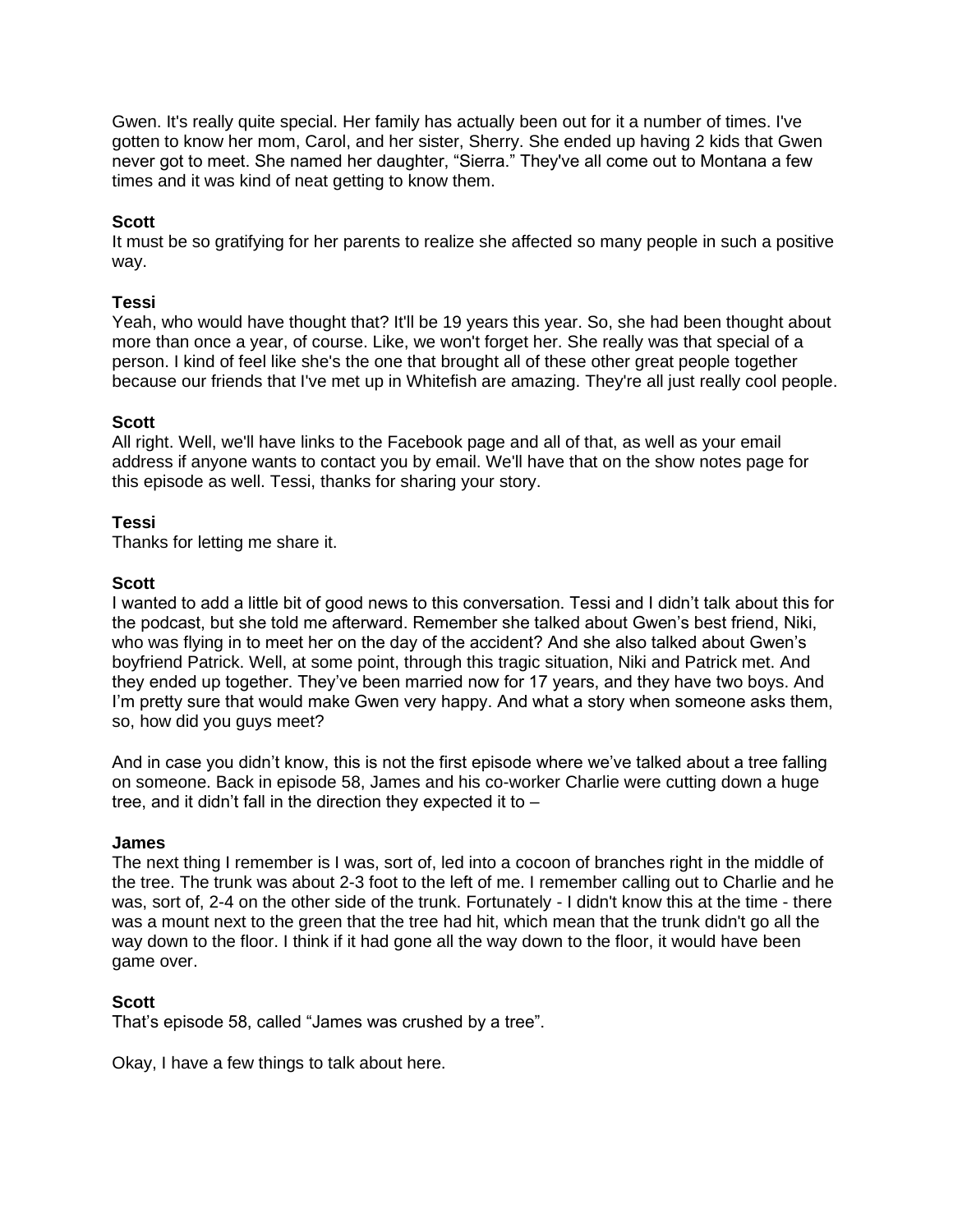Gwen. It's really quite special. Her family has actually been out for it a number of times. I've gotten to know her mom, Carol, and her sister, Sherry. She ended up having 2 kids that Gwen never got to meet. She named her daughter, “Sierra.” They've all come out to Montana a few times and it was kind of neat getting to know them.

**Scott**
It must be so gratifying for her parents to realize she affected so many people in such a positive way.

**Tessi**
Yeah, who would have thought that? It'll be 19 years this year. So, she had been thought about more than once a year, of course. Like, we won't forget her. She really was that special of a person. I kind of feel like she's the one that brought all of these other great people together because our friends that I've met up in Whitefish are amazing. They're all just really cool people.

**Scott**
All right. Well, we'll have links to the Facebook page and all of that, as well as your email address if anyone wants to contact you by email. We'll have that on the show notes page for this episode as well. Tessi, thanks for sharing your story.

**Tessi**
Thanks for letting me share it.

**Scott**
I wanted to add a little bit of good news to this conversation. Tessi and I didn’t talk about this for the podcast, but she told me afterward. Remember she talked about Gwen’s best friend, Niki, who was flying in to meet her on the day of the accident? And she also talked about Gwen’s boyfriend Patrick. Well, at some point, through this tragic situation, Niki and Patrick met. And they ended up together. They’ve been married now for 17 years, and they have two boys. And I’m pretty sure that would make Gwen very happy. And what a story when someone asks them, so, how did you guys meet?

And in case you didn’t know, this is not the first episode where we’ve talked about a tree falling on someone. Back in episode 58, James and his co-worker Charlie were cutting down a huge tree, and it didn’t fall in the direction they expected it to –

**James**
The next thing I remember is I was, sort of, led into a cocoon of branches right in the middle of the tree. The trunk was about 2-3 foot to the left of me. I remember calling out to Charlie and he was, sort of, 2-4 on the other side of the trunk. Fortunately - I didn't know this at the time - there was a mount next to the green that the tree had hit, which mean that the trunk didn't go all the way down to the floor. I think if it had gone all the way down to the floor, it would have been game over.

**Scott**
That’s episode 58, called “James was crushed by a tree”.

Okay, I have a few things to talk about here.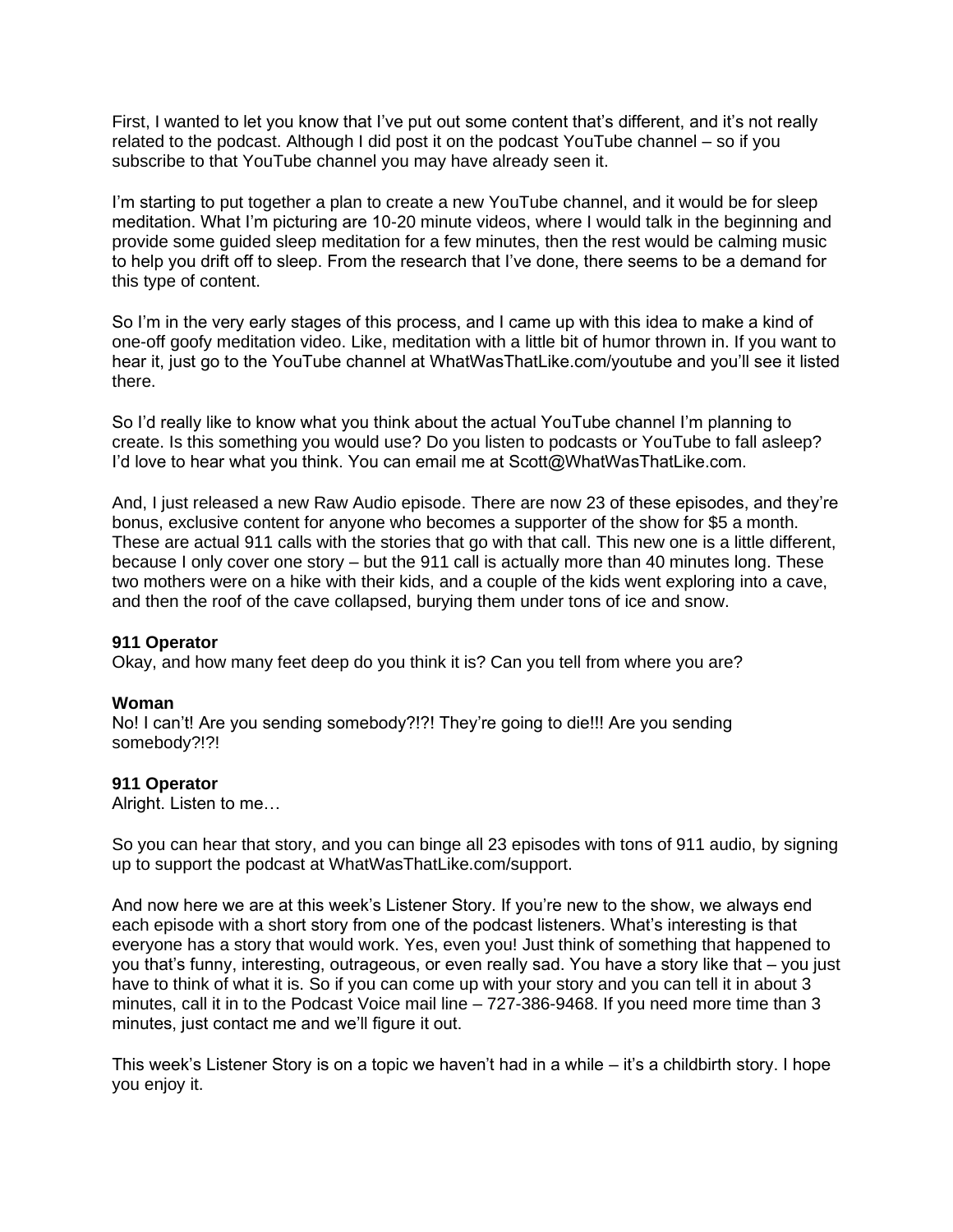First, I wanted to let you know that I've put out some content that's different, and it's not really related to the podcast. Although I did post it on the podcast YouTube channel – so if you subscribe to that YouTube channel you may have already seen it.

I'm starting to put together a plan to create a new YouTube channel, and it would be for sleep meditation. What I'm picturing are 10-20 minute videos, where I would talk in the beginning and provide some guided sleep meditation for a few minutes, then the rest would be calming music to help you drift off to sleep. From the research that I've done, there seems to be a demand for this type of content.

So I'm in the very early stages of this process, and I came up with this idea to make a kind of one-off goofy meditation video. Like, meditation with a little bit of humor thrown in. If you want to hear it, just go to the YouTube channel at WhatWasThatLike.com/youtube and you'll see it listed there.

So I'd really like to know what you think about the actual YouTube channel I'm planning to create. Is this something you would use? Do you listen to podcasts or YouTube to fall asleep? I'd love to hear what you think. You can email me at Scott@WhatWasThatLike.com.

And, I just released a new Raw Audio episode. There are now 23 of these episodes, and they're bonus, exclusive content for anyone who becomes a supporter of the show for $5 a month. These are actual 911 calls with the stories that go with that call. This new one is a little different, because I only cover one story – but the 911 call is actually more than 40 minutes long. These two mothers were on a hike with their kids, and a couple of the kids went exploring into a cave, and then the roof of the cave collapsed, burying them under tons of ice and snow.

**911 Operator**
Okay, and how many feet deep do you think it is? Can you tell from where you are?

**Woman**
No! I can't! Are you sending somebody?!?! They're going to die!!! Are you sending somebody?!?!

**911 Operator**
Alright. Listen to me…

So you can hear that story, and you can binge all 23 episodes with tons of 911 audio, by signing up to support the podcast at WhatWasThatLike.com/support.

And now here we are at this week's Listener Story. If you're new to the show, we always end each episode with a short story from one of the podcast listeners. What's interesting is that everyone has a story that would work. Yes, even you! Just think of something that happened to you that's funny, interesting, outrageous, or even really sad. You have a story like that – you just have to think of what it is. So if you can come up with your story and you can tell it in about 3 minutes, call it in to the Podcast Voice mail line – 727-386-9468. If you need more time than 3 minutes, just contact me and we'll figure it out.

This week's Listener Story is on a topic we haven't had in a while – it's a childbirth story. I hope you enjoy it.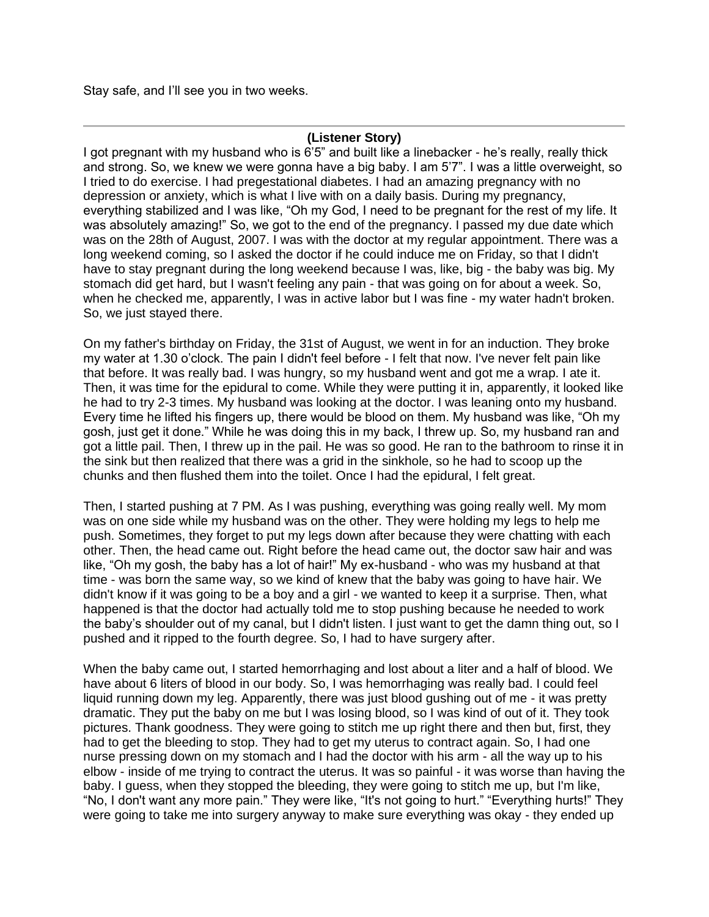Stay safe, and I'll see you in two weeks.

---

**(Listener Story)**

I got pregnant with my husband who is 6'5" and built like a linebacker - he's really, really thick and strong. So, we knew we were gonna have a big baby. I am 5'7". I was a little overweight, so I tried to do exercise. I had pregestational diabetes. I had an amazing pregnancy with no depression or anxiety, which is what I live with on a daily basis. During my pregnancy, everything stabilized and I was like, "Oh my God, I need to be pregnant for the rest of my life. It was absolutely amazing!" So, we got to the end of the pregnancy. I passed my due date which was on the 28th of August, 2007. I was with the doctor at my regular appointment. There was a long weekend coming, so I asked the doctor if he could induce me on Friday, so that I didn't have to stay pregnant during the long weekend because I was, like, big - the baby was big. My stomach did get hard, but I wasn't feeling any pain - that was going on for about a week. So, when he checked me, apparently, I was in active labor but I was fine - my water hadn't broken. So, we just stayed there.

On my father's birthday on Friday, the 31st of August, we went in for an induction. They broke my water at 1.30 o'clock. The pain I didn't feel before - I felt that now. I've never felt pain like that before. It was really bad. I was hungry, so my husband went and got me a wrap. I ate it. Then, it was time for the epidural to come. While they were putting it in, apparently, it looked like he had to try 2-3 times. My husband was looking at the doctor. I was leaning onto my husband. Every time he lifted his fingers up, there would be blood on them. My husband was like, "Oh my gosh, just get it done." While he was doing this in my back, I threw up. So, my husband ran and got a little pail. Then, I threw up in the pail. He was so good. He ran to the bathroom to rinse it in the sink but then realized that there was a grid in the sinkhole, so he had to scoop up the chunks and then flushed them into the toilet. Once I had the epidural, I felt great.

Then, I started pushing at 7 PM. As I was pushing, everything was going really well. My mom was on one side while my husband was on the other. They were holding my legs to help me push. Sometimes, they forget to put my legs down after because they were chatting with each other. Then, the head came out. Right before the head came out, the doctor saw hair and was like, "Oh my gosh, the baby has a lot of hair!" My ex-husband - who was my husband at that time - was born the same way, so we kind of knew that the baby was going to have hair. We didn't know if it was going to be a boy and a girl - we wanted to keep it a surprise. Then, what happened is that the doctor had actually told me to stop pushing because he needed to work the baby's shoulder out of my canal, but I didn't listen. I just want to get the damn thing out, so I pushed and it ripped to the fourth degree. So, I had to have surgery after.

When the baby came out, I started hemorrhaging and lost about a liter and a half of blood. We have about 6 liters of blood in our body. So, I was hemorrhaging was really bad. I could feel liquid running down my leg. Apparently, there was just blood gushing out of me - it was pretty dramatic. They put the baby on me but I was losing blood, so I was kind of out of it. They took pictures. Thank goodness. They were going to stitch me up right there and then but, first, they had to get the bleeding to stop. They had to get my uterus to contract again. So, I had one nurse pressing down on my stomach and I had the doctor with his arm - all the way up to his elbow - inside of me trying to contract the uterus. It was so painful - it was worse than having the baby. I guess, when they stopped the bleeding, they were going to stitch me up, but I'm like, "No, I don't want any more pain." They were like, "It's not going to hurt." "Everything hurts!" They were going to take me into surgery anyway to make sure everything was okay - they ended up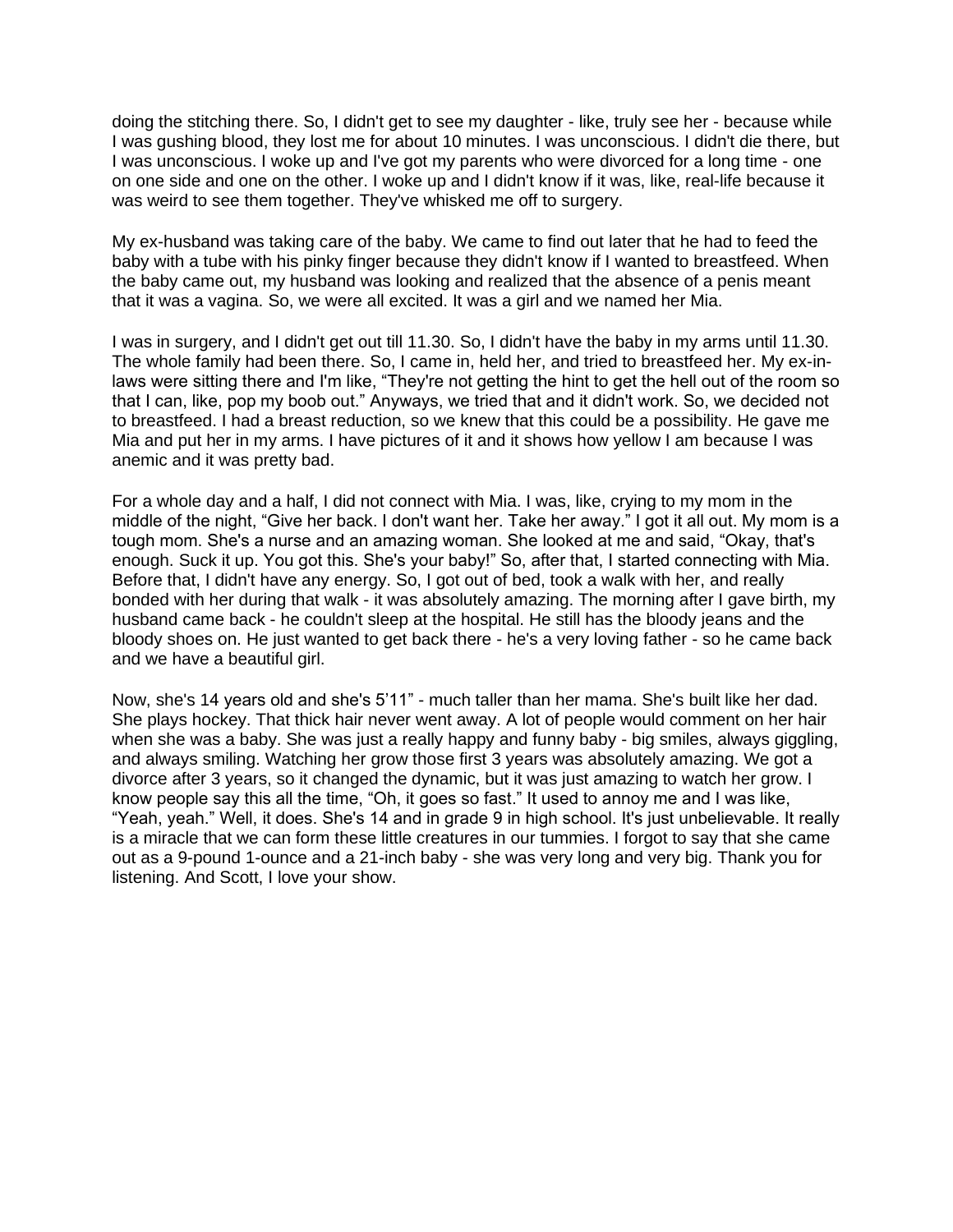doing the stitching there. So, I didn't get to see my daughter - like, truly see her - because while I was gushing blood, they lost me for about 10 minutes. I was unconscious. I didn't die there, but I was unconscious. I woke up and I've got my parents who were divorced for a long time - one on one side and one on the other. I woke up and I didn't know if it was, like, real-life because it was weird to see them together. They've whisked me off to surgery.

My ex-husband was taking care of the baby. We came to find out later that he had to feed the baby with a tube with his pinky finger because they didn't know if I wanted to breastfeed. When the baby came out, my husband was looking and realized that the absence of a penis meant that it was a vagina. So, we were all excited. It was a girl and we named her Mia.

I was in surgery, and I didn't get out till 11.30. So, I didn't have the baby in my arms until 11.30. The whole family had been there. So, I came in, held her, and tried to breastfeed her. My ex-in-laws were sitting there and I'm like, "They're not getting the hint to get the hell out of the room so that I can, like, pop my boob out." Anyways, we tried that and it didn't work. So, we decided not to breastfeed. I had a breast reduction, so we knew that this could be a possibility. He gave me Mia and put her in my arms. I have pictures of it and it shows how yellow I am because I was anemic and it was pretty bad.

For a whole day and a half, I did not connect with Mia. I was, like, crying to my mom in the middle of the night, "Give her back. I don't want her. Take her away." I got it all out. My mom is a tough mom. She's a nurse and an amazing woman. She looked at me and said, "Okay, that's enough. Suck it up. You got this. She's your baby!" So, after that, I started connecting with Mia. Before that, I didn't have any energy. So, I got out of bed, took a walk with her, and really bonded with her during that walk - it was absolutely amazing. The morning after I gave birth, my husband came back - he couldn't sleep at the hospital. He still has the bloody jeans and the bloody shoes on. He just wanted to get back there - he's a very loving father - so he came back and we have a beautiful girl.

Now, she's 14 years old and she's 5'11" - much taller than her mama. She's built like her dad. She plays hockey. That thick hair never went away. A lot of people would comment on her hair when she was a baby. She was just a really happy and funny baby - big smiles, always giggling, and always smiling. Watching her grow those first 3 years was absolutely amazing. We got a divorce after 3 years, so it changed the dynamic, but it was just amazing to watch her grow. I know people say this all the time, "Oh, it goes so fast." It used to annoy me and I was like, "Yeah, yeah." Well, it does. She's 14 and in grade 9 in high school. It's just unbelievable. It really is a miracle that we can form these little creatures in our tummies. I forgot to say that she came out as a 9-pound 1-ounce and a 21-inch baby - she was very long and very big. Thank you for listening. And Scott, I love your show.